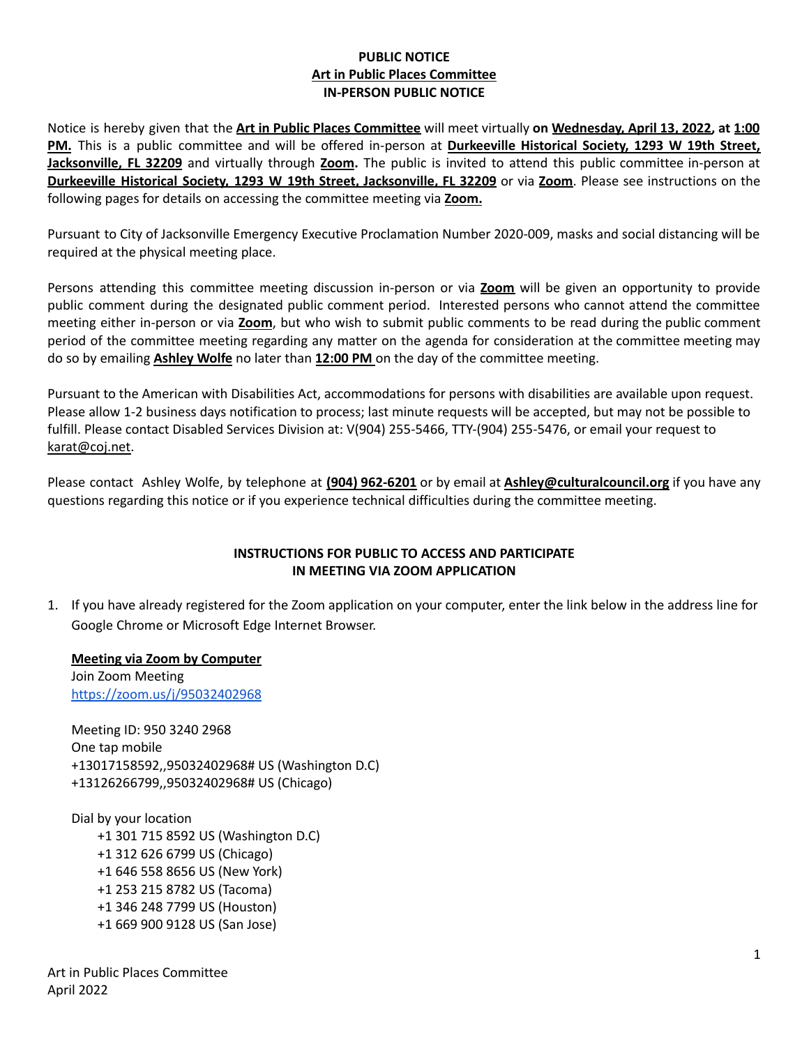**PUBLIC NOTICE**
**Art in Public Places Committee**
**IN-PERSON PUBLIC NOTICE**

Notice is hereby given that the **Art in Public Places Committee** will meet virtually **on Wednesday, April 13, 2022, at 1:00 PM.** This is a public committee and will be offered in-person at **Durkeeville Historical Society, 1293 W 19th Street, Jacksonville, FL 32209** and virtually through **Zoom.** The public is invited to attend this public committee in-person at **Durkeeville Historical Society, 1293 W 19th Street, Jacksonville, FL 32209** or via **Zoom**. Please see instructions on the following pages for details on accessing the committee meeting via **Zoom.**

Pursuant to City of Jacksonville Emergency Executive Proclamation Number 2020-009, masks and social distancing will be required at the physical meeting place.

Persons attending this committee meeting discussion in-person or via **Zoom** will be given an opportunity to provide public comment during the designated public comment period. Interested persons who cannot attend the committee meeting either in-person or via **Zoom**, but who wish to submit public comments to be read during the public comment period of the committee meeting regarding any matter on the agenda for consideration at the committee meeting may do so by emailing **Ashley Wolfe** no later than **12:00 PM** on the day of the committee meeting.

Pursuant to the American with Disabilities Act, accommodations for persons with disabilities are available upon request. Please allow 1-2 business days notification to process; last minute requests will be accepted, but may not be possible to fulfill. Please contact Disabled Services Division at: V(904) 255-5466, TTY-(904) 255-5476, or email your request to karat@coj.net.

Please contact Ashley Wolfe, by telephone at **(904) 962-6201** or by email at **Ashley@culturalcouncil.org** if you have any questions regarding this notice or if you experience technical difficulties during the committee meeting.

**INSTRUCTIONS FOR PUBLIC TO ACCESS AND PARTICIPATE IN MEETING VIA ZOOM APPLICATION**

1. If you have already registered for the Zoom application on your computer, enter the link below in the address line for Google Chrome or Microsoft Edge Internet Browser.

   **Meeting via Zoom by Computer**
   Join Zoom Meeting
   https://zoom.us/j/95032402968

   Meeting ID: 950 3240 2968
   One tap mobile
   +13017158592,,95032402968# US (Washington D.C)
   +13126266799,,95032402968# US (Chicago)

   Dial by your location
   - +1 301 715 8592 US (Washington D.C)
   - +1 312 626 6799 US (Chicago)
   - +1 646 558 8656 US (New York)
   - +1 253 215 8782 US (Tacoma)
   - +1 346 248 7799 US (Houston)
   - +1 669 900 9128 US (San Jose)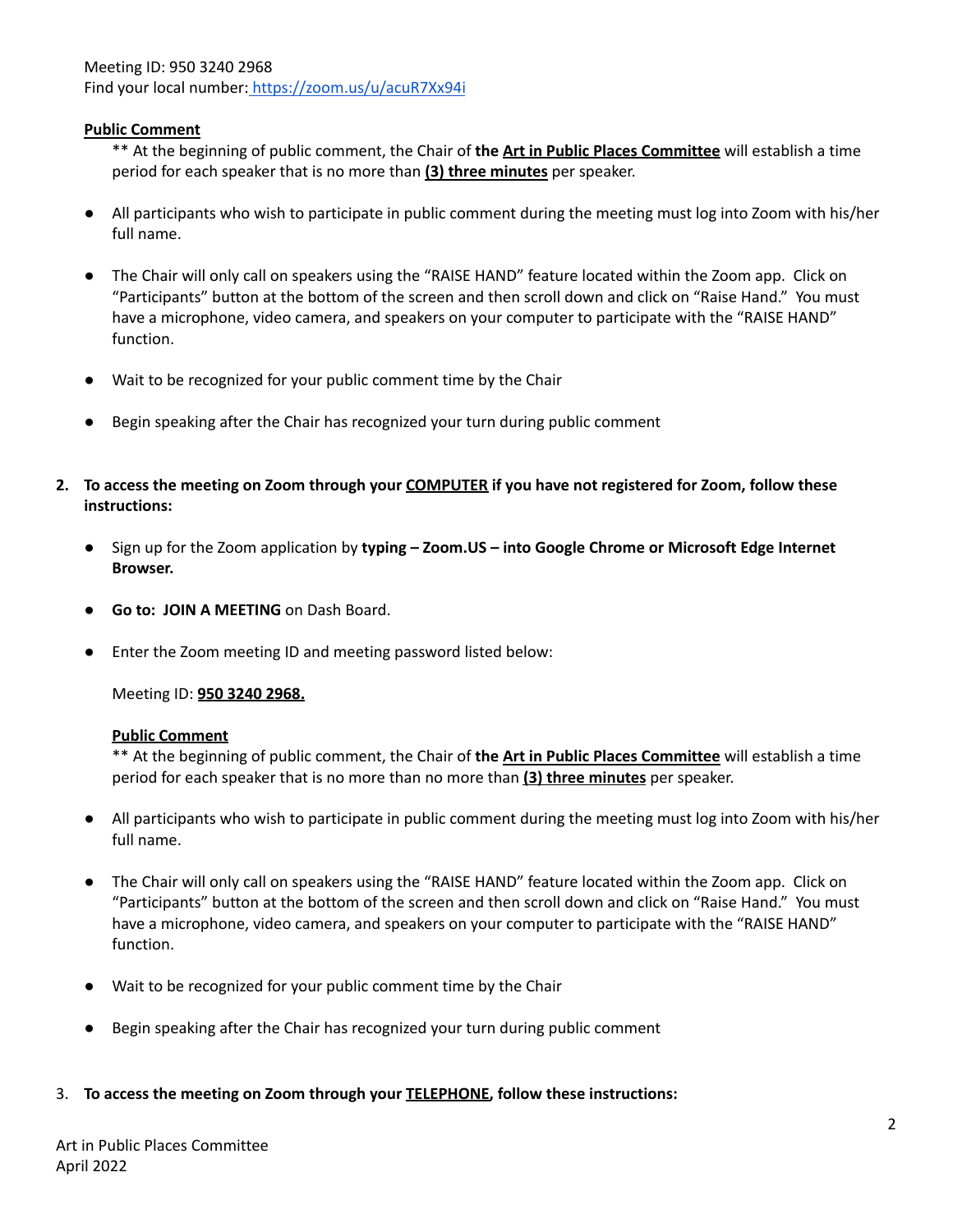Meeting ID: 950 3240 2968
Find your local number: https://zoom.us/u/acuR7Xx94i

**Public Comment**

** At the beginning of public comment, the Chair of **the Art in Public Places Committee** will establish a time period for each speaker that is no more than **(3) three minutes** per speaker.

- All participants who wish to participate in public comment during the meeting must log into Zoom with his/her full name.
- The Chair will only call on speakers using the "RAISE HAND" feature located within the Zoom app. Click on "Participants" button at the bottom of the screen and then scroll down and click on "Raise Hand." You must have a microphone, video camera, and speakers on your computer to participate with the "RAISE HAND" function.
- Wait to be recognized for your public comment time by the Chair
- Begin speaking after the Chair has recognized your turn during public comment

2. **To access the meeting on Zoom through your COMPUTER if you have not registered for Zoom, follow these instructions:**

- Sign up for the Zoom application by **typing – Zoom.US – into Google Chrome or Microsoft Edge Internet Browser.**
- **Go to: JOIN A MEETING** on Dash Board.
- Enter the Zoom meeting ID and meeting password listed below:

  Meeting ID: **950 3240 2968.**

  **Public Comment**

  ** At the beginning of public comment, the Chair of **the Art in Public Places Committee** will establish a time period for each speaker that is no more than no more than **(3) three minutes** per speaker.

- All participants who wish to participate in public comment during the meeting must log into Zoom with his/her full name.
- The Chair will only call on speakers using the "RAISE HAND" feature located within the Zoom app. Click on "Participants" button at the bottom of the screen and then scroll down and click on "Raise Hand." You must have a microphone, video camera, and speakers on your computer to participate with the "RAISE HAND" function.
- Wait to be recognized for your public comment time by the Chair
- Begin speaking after the Chair has recognized your turn during public comment

3. **To access the meeting on Zoom through your TELEPHONE, follow these instructions:**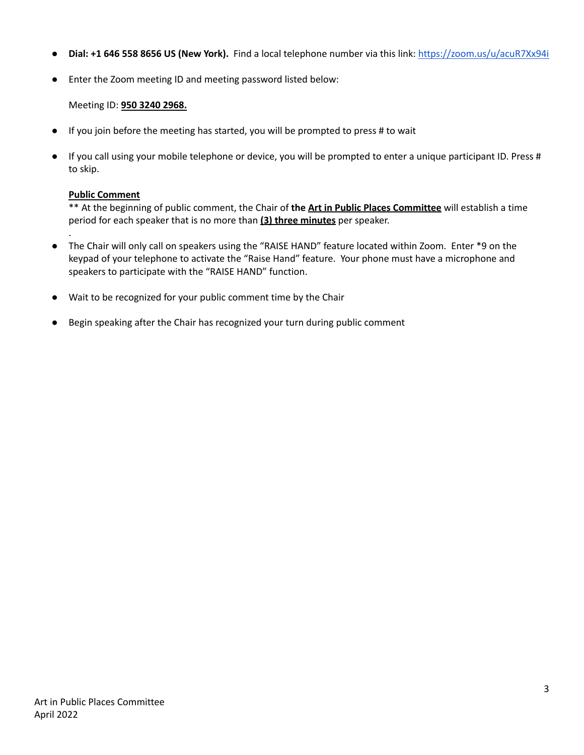- **Dial: +1 646 558 8656 US (New York).** Find a local telephone number via this link: https://zoom.us/u/acuR7Xx94i

- Enter the Zoom meeting ID and meeting password listed below:

  Meeting ID: **950 3240 2968.**

- If you join before the meeting has started, you will be prompted to press # to wait

- If you call using your mobile telephone or device, you will be prompted to enter a unique participant ID. Press # to skip.

  **Public Comment**
  ** At the beginning of public comment, the Chair of **the Art in Public Places Committee** will establish a time period for each speaker that is no more than **(3) three minutes** per speaker.
  .

- The Chair will only call on speakers using the "RAISE HAND" feature located within Zoom. Enter *9 on the keypad of your telephone to activate the "Raise Hand" feature. Your phone must have a microphone and speakers to participate with the "RAISE HAND" function.

- Wait to be recognized for your public comment time by the Chair

- Begin speaking after the Chair has recognized your turn during public comment